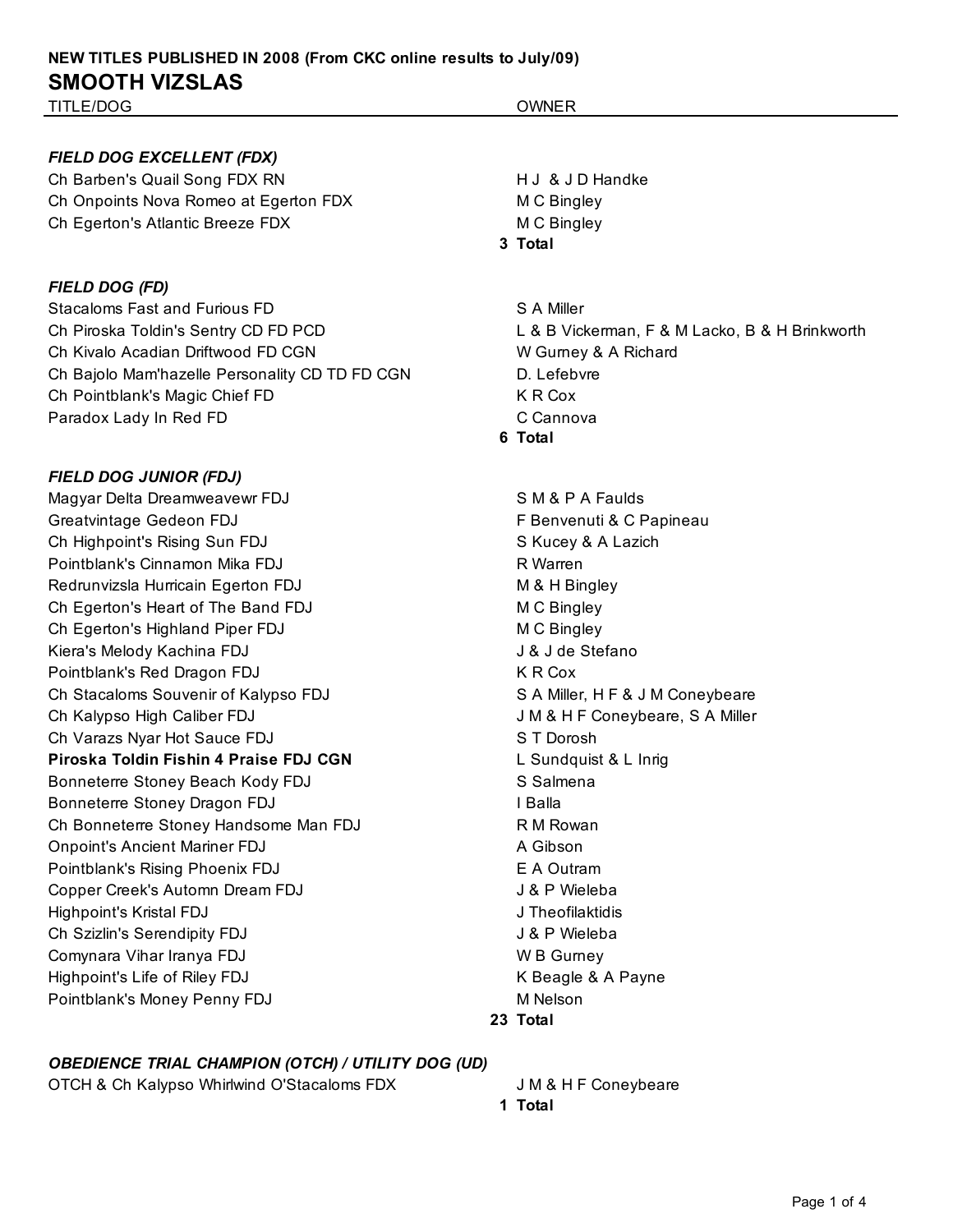**NEW TITLES PUBLISHED IN 2008 (From CKC online results to July/09)**

# SMOOTH VIZSLAS

| TITLE/DOG | | OWNER |
|---|---|---|
| ***FIELD DOG EXCELLENT (FDX)*** | | |
| Ch Barben's Quail Song FDX RN | | H J & J D Handke |
| Ch Onpoints Nova Romeo at Egerton FDX | | M C Bingley |
| Ch Egerton's Atlantic Breeze FDX | | M C Bingley |
| | **3** | **Total** |
| ***FIELD DOG (FD)*** | | |
| Stacaloms Fast and Furious FD | | S A Miller |
| Ch Piroska Toldin's Sentry CD FD PCD | | L & B Vickerman, F & M Lacko, B & H Brinkworth |
| Ch Kivalo Acadian Driftwood FD CGN | | W Gurney & A Richard |
| Ch Bajolo Mam'hazelle Personality CD TD FD CGN | | D. Lefebvre |
| Ch Pointblank's Magic Chief FD | | K R Cox |
| Paradox Lady In Red FD | | C Cannova |
| | **6** | **Total** |
| ***FIELD DOG JUNIOR (FDJ)*** | | |
| Magyar Delta Dreamweavewr FDJ | | S M & P A Faulds |
| Greatvintage Gedeon FDJ | | F Benvenuti & C Papineau |
| Ch Highpoint's Rising Sun FDJ | | S Kucey & A Lazich |
| Pointblank's Cinnamon Mika FDJ | | R Warren |
| Redrunvizsla Hurricain Egerton FDJ | | M & H Bingley |
| Ch Egerton's Heart of The Band FDJ | | M C Bingley |
| Ch Egerton's Highland Piper FDJ | | M C Bingley |
| Kiera's Melody Kachina FDJ | | J & J de Stefano |
| Pointblank's Red Dragon FDJ | | K R Cox |
| Ch Stacaloms Souvenir of Kalypso FDJ | | S A Miller, H F & J M Coneybeare |
| Ch Kalypso High Caliber FDJ | | J M & H F Coneybeare, S A Miller |
| Ch Varazs Nyar Hot Sauce FDJ | | S T Dorosh |
| **Piroska Toldin Fishin 4 Praise FDJ CGN** | | L Sundquist & L Inrig |
| Bonneterre Stoney Beach Kody FDJ | | S Salmena |
| Bonneterre Stoney Dragon FDJ | | I Balla |
| Ch Bonneterre Stoney Handsome Man FDJ | | R M Rowan |
| Onpoint's Ancient Mariner FDJ | | A Gibson |
| Pointblank's Rising Phoenix FDJ | | E A Outram |
| Copper Creek's Automn Dream FDJ | | J & P Wieleba |
| Highpoint's Kristal FDJ | | J Theofilaktidis |
| Ch Szizlin's Serendipity FDJ | | J & P Wieleba |
| Comynara Vihar Iranya FDJ | | W B Gurney |
| Highpoint's Life of Riley FDJ | | K Beagle & A Payne |
| Pointblank's Money Penny FDJ | | M Nelson |
| | **23** | **Total** |
| ***OBEDIENCE TRIAL CHAMPION (OTCH) / UTILITY DOG (UD)*** | | |
| OTCH & Ch Kalypso Whirlwind O'Stacaloms FDX | | J M & H F Coneybeare |
| | **1** | **Total** |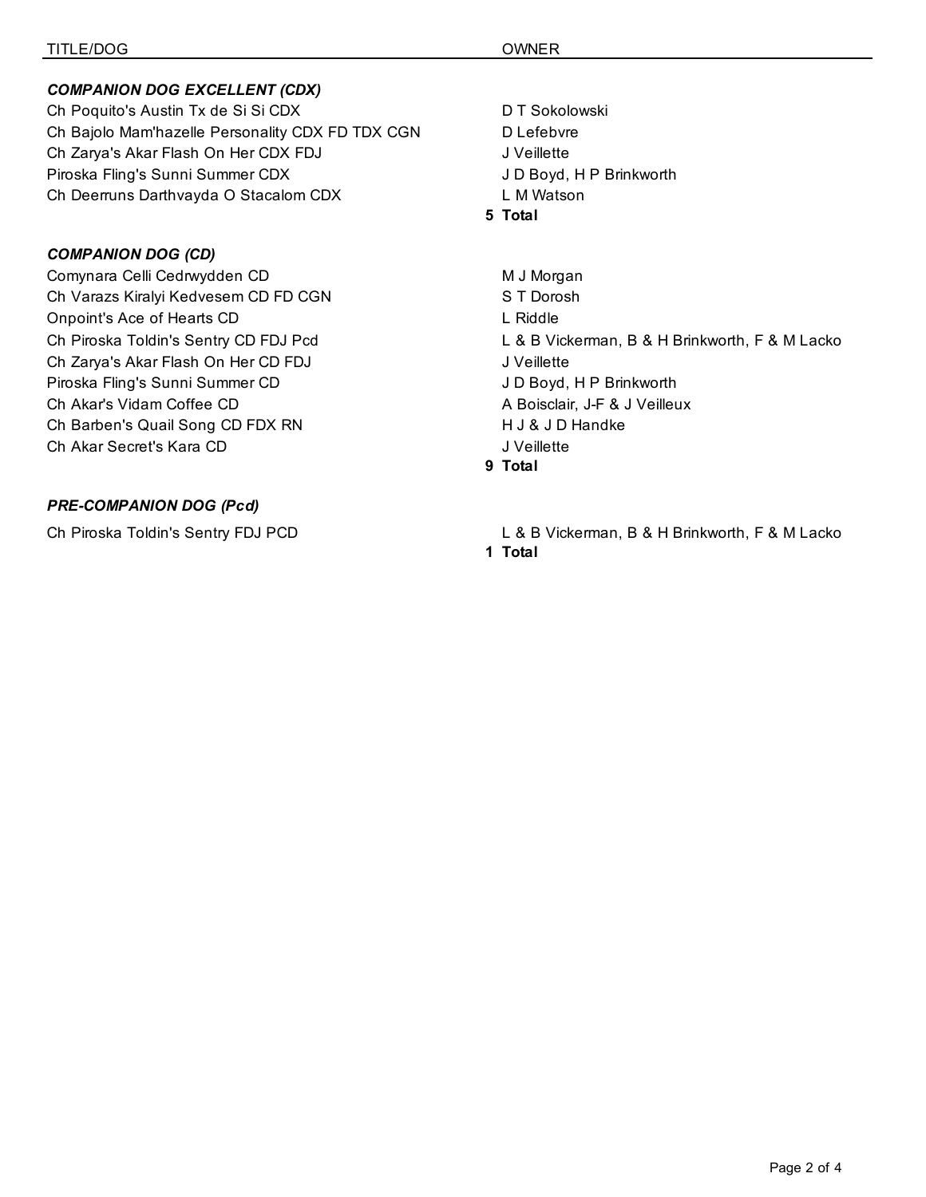| TITLE/DOG | OWNER |
|---|---|
| ***COMPANION DOG EXCELLENT (CDX)*** | |
| Ch Poquito's Austin Tx de Si Si CDX | D T Sokolowski |
| Ch Bajolo Mam'hazelle Personality CDX FD TDX CGN | D Lefebvre |
| Ch Zarya's Akar Flash On Her CDX FDJ | J Veillette |
| Piroska Fling's Sunni Summer CDX | J D Boyd, H P Brinkworth |
| Ch Deerruns Darthvayda O Stacalom CDX | L M Watson |
| | **5 Total** |
| ***COMPANION DOG (CD)*** | |
| Comynara Celli Cedrwydden CD | M J Morgan |
| Ch Varazs Kiralyi Kedvesem CD FD CGN | S T Dorosh |
| Onpoint's Ace of Hearts CD | L Riddle |
| Ch Piroska Toldin's Sentry CD FDJ Pcd | L & B Vickerman, B & H Brinkworth, F & M Lacko |
| Ch Zarya's Akar Flash On Her CD FDJ | J Veillette |
| Piroska Fling's Sunni Summer CD | J D Boyd, H P Brinkworth |
| Ch Akar's Vidam Coffee CD | A Boisclair, J-F & J Veilleux |
| Ch Barben's Quail Song CD FDX RN | H J & J D Handke |
| Ch Akar Secret's Kara CD | J Veillette |
| | **9 Total** |
| ***PRE-COMPANION DOG (Pcd)*** | |
| Ch Piroska Toldin's Sentry FDJ PCD | L & B Vickerman, B & H Brinkworth, F & M Lacko |
| | **1 Total** |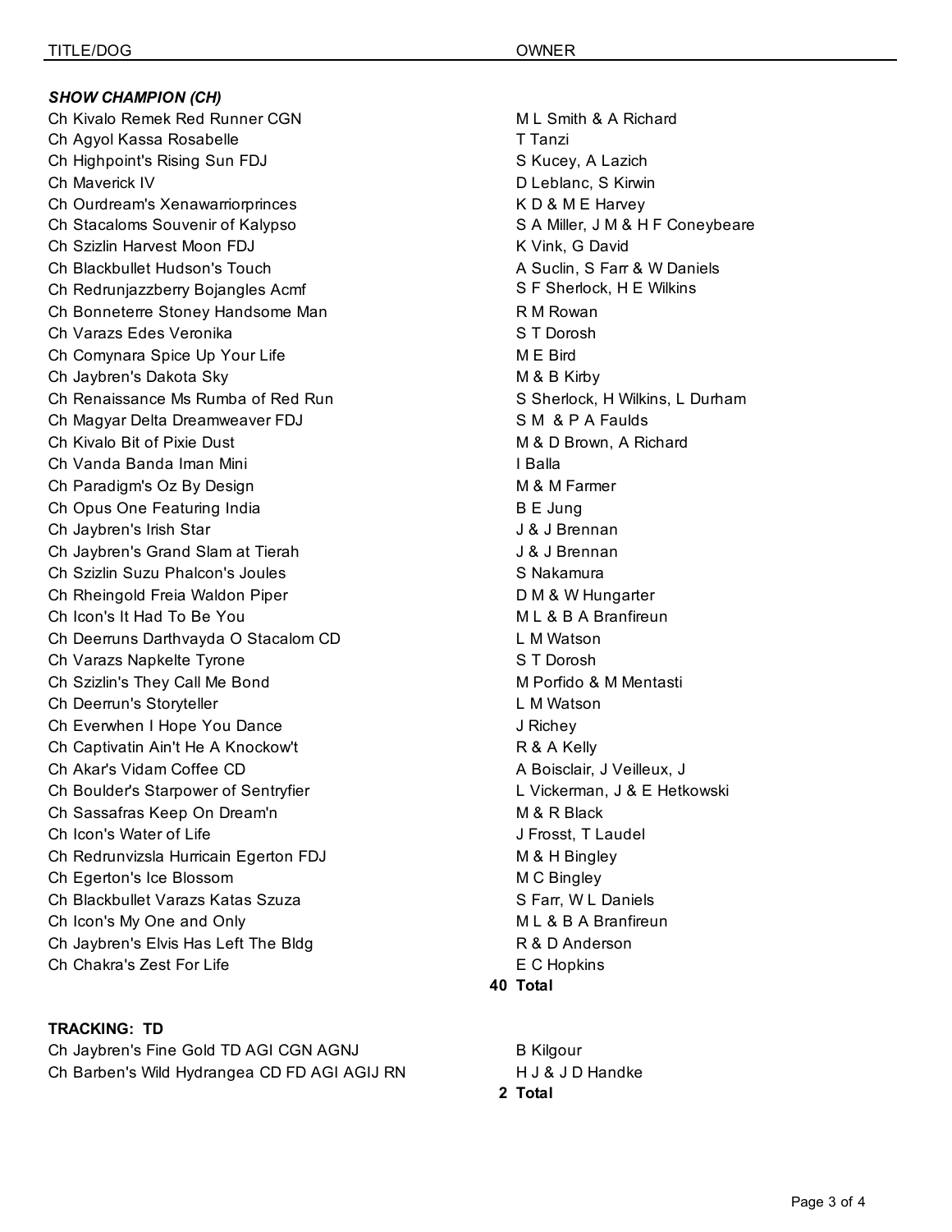| TITLE/DOG | OWNER |
| --- | --- |
| ***SHOW CHAMPION (CH)*** | |
| Ch Kivalo Remek Red Runner CGN | M L Smith & A Richard |
| Ch Agyol Kassa Rosabelle | T Tanzi |
| Ch Highpoint's Rising Sun FDJ | S Kucey, A Lazich |
| Ch Maverick IV | D Leblanc, S Kirwin |
| Ch Ourdream's Xenawarriorprinces | K D & M E Harvey |
| Ch Stacaloms Souvenir of Kalypso | S A Miller, J M & H F Coneybeare |
| Ch Szizlin Harvest Moon FDJ | K Vink, G David |
| Ch Blackbullet Hudson's Touch | A Suclin, S Farr & W Daniels |
| Ch Redrunjazzberry Bojangles Acmf | S F Sherlock, H E Wilkins |
| Ch Bonneterre Stoney Handsome Man | R M Rowan |
| Ch Varazs Edes Veronika | S T Dorosh |
| Ch Comynara Spice Up Your Life | M E Bird |
| Ch Jaybren's Dakota Sky | M & B Kirby |
| Ch Renaissance Ms Rumba of Red Run | S Sherlock, H Wilkins, L Durham |
| Ch Magyar Delta Dreamweaver FDJ | S M & P A Faulds |
| Ch Kivalo Bit of Pixie Dust | M & D Brown, A Richard |
| Ch Vanda Banda Iman Mini | I Balla |
| Ch Paradigm's Oz By Design | M & M Farmer |
| Ch Opus One Featuring India | B E Jung |
| Ch Jaybren's Irish Star | J & J Brennan |
| Ch Jaybren's Grand Slam at Tierah | J & J Brennan |
| Ch Szizlin Suzu Phalcon's Joules | S Nakamura |
| Ch Rheingold Freia Waldon Piper | D M & W Hungarter |
| Ch Icon's It Had To Be You | M L & B A Branfireun |
| Ch Deerruns Darthvayda O Stacalom CD | L M Watson |
| Ch Varazs Napkelte Tyrone | S T Dorosh |
| Ch Szizlin's They Call Me Bond | M Porfido & M Mentasti |
| Ch Deerrun's Storyteller | L M Watson |
| Ch Everwhen I Hope You Dance | J Richey |
| Ch Captivatin Ain't He A Knockow't | R & A Kelly |
| Ch Akar's Vidam Coffee CD | A Boisclair, J Veilleux, J |
| Ch Boulder's Starpower of Sentryfier | L Vickerman, J & E Hetkowski |
| Ch Sassafras Keep On Dream'n | M & R Black |
| Ch Icon's Water of Life | J Frosst, T Laudel |
| Ch Redrunvizsla Hurricain Egerton FDJ | M & H Bingley |
| Ch Egerton's Ice Blossom | M C Bingley |
| Ch Blackbullet Varazs Katas Szuza | S Farr, W L Daniels |
| Ch Icon's My One and Only | M L & B A Branfireun |
| Ch Jaybren's Elvis Has Left The Bldg | R & D Anderson |
| Ch Chakra's Zest For Life | E C Hopkins |
| **40** | **Total** |
| **TRACKING: TD** | |
| Ch Jaybren's Fine Gold TD AGI CGN AGNJ | B Kilgour |
| Ch Barben's Wild Hydrangea CD FD AGI AGIJ RN | H J & J D Handke |
| **2** | **Total** |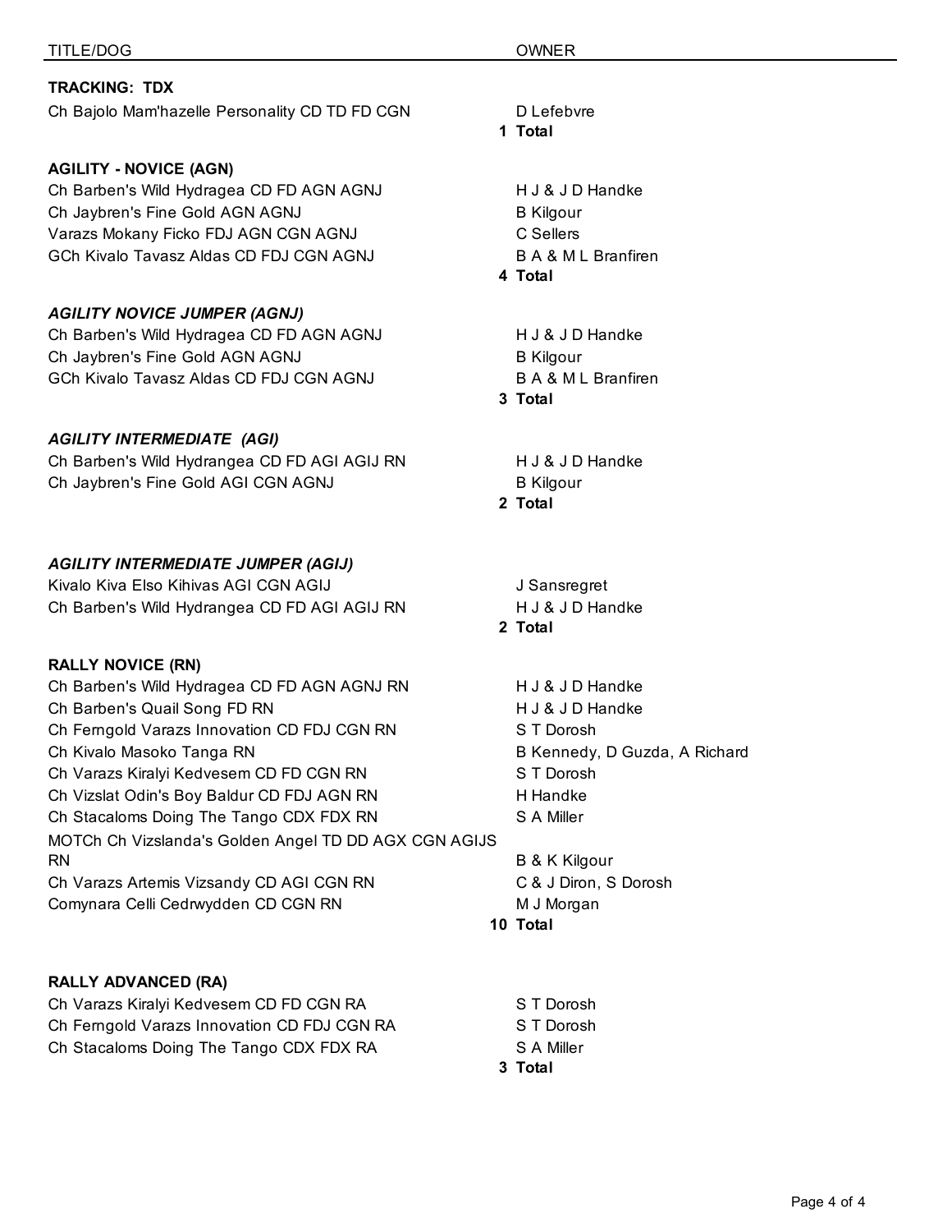| TITLE/DOG | OWNER |
|---|---|
| **TRACKING: TDX** | |
| Ch Bajolo Mam'hazelle Personality CD TD FD CGN | D Lefebvre |
| | **1 Total** |
| **AGILITY - NOVICE (AGN)** | |
| Ch Barben's Wild Hydragea CD FD AGN AGNJ | H J & J D Handke |
| Ch Jaybren's Fine Gold AGN AGNJ | B Kilgour |
| Varazs Mokany Ficko FDJ AGN CGN AGNJ | C Sellers |
| GCh Kivalo Tavasz Aldas CD FDJ CGN AGNJ | B A & M L Branfiren |
| | **4 Total** |
| ***AGILITY NOVICE JUMPER (AGNJ)*** | |
| Ch Barben's Wild Hydragea CD FD AGN AGNJ | H J & J D Handke |
| Ch Jaybren's Fine Gold AGN AGNJ | B Kilgour |
| GCh Kivalo Tavasz Aldas CD FDJ CGN AGNJ | B A & M L Branfiren |
| | **3 Total** |
| ***AGILITY INTERMEDIATE (AGI)*** | |
| Ch Barben's Wild Hydrangea CD FD AGI AGIJ RN | H J & J D Handke |
| Ch Jaybren's Fine Gold AGI CGN AGNJ | B Kilgour |
| | **2 Total** |
| ***AGILITY INTERMEDIATE JUMPER (AGIJ)*** | |
| Kivalo Kiva Elso Kihivas AGI CGN AGIJ | J Sansregret |
| Ch Barben's Wild Hydrangea CD FD AGI AGIJ RN | H J & J D Handke |
| | **2 Total** |
| **RALLY NOVICE (RN)** | |
| Ch Barben's Wild Hydragea CD FD AGN AGNJ RN | H J & J D Handke |
| Ch Barben's Quail Song FD RN | H J & J D Handke |
| Ch Ferngold Varazs Innovation CD FDJ CGN RN | S T Dorosh |
| Ch Kivalo Masoko Tanga RN | B Kennedy, D Guzda, A Richard |
| Ch Varazs Kiralyi Kedvesem CD FD CGN RN | S T Dorosh |
| Ch Vizslat Odin's Boy Baldur CD FDJ AGN RN | H Handke |
| Ch Stacaloms Doing The Tango CDX FDX RN | S A Miller |
| MOTCh Ch Vizslanda's Golden Angel TD DD AGX CGN AGIJS RN | B & K Kilgour |
| Ch Varazs Artemis Vizsandy CD AGI CGN RN | C & J Diron, S Dorosh |
| Comynara Celli Cedrwydden CD CGN RN | M J Morgan |
| | **10 Total** |
| **RALLY ADVANCED (RA)** | |
| Ch Varazs Kiralyi Kedvesem CD FD CGN RA | S T Dorosh |
| Ch Ferngold Varazs Innovation CD FDJ CGN RA | S T Dorosh |
| Ch Stacaloms Doing The Tango CDX FDX RA | S A Miller |
| | **3 Total** |